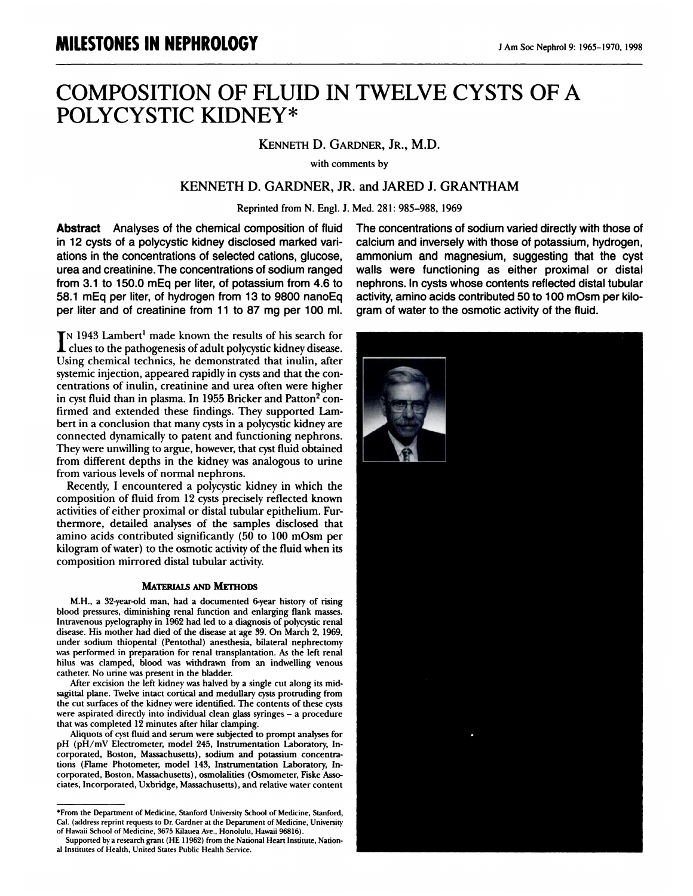# MILESTONES IN NEPHROLOGY

# COMPOSITION OF FLUID IN TWELVE CYSTS OF A POLYCYSTIC KIDNEY*

KENNETH D. GARDNER, JR., M.D.

with comments by

KENNETH D. GARDNER, JR. and JARED J. GRANTHAM

Reprinted from N. Engl. J. Med. 281: 985–988, 1969

**Abstract** Analyses of the chemical composition of fluid in 12 cysts of a polycystic kidney disclosed marked variations in the concentrations of selected cations, glucose, urea and creatinine. The concentrations of sodium ranged from 3.1 to 150.0 mEq per liter, of potassium from 4.6 to 58.1 mEq per liter, of hydrogen from 13 to 9800 nanoEq per liter and of creatinine from 11 to 87 mg per 100 ml. The concentrations of sodium varied directly with those of calcium and inversely with those of potassium, hydrogen, ammonium and magnesium, suggesting that the cyst walls were functioning as either proximal or distal nephrons. In cysts whose contents reflected distal tubular activity, amino acids contributed 50 to 100 mOsm per kilogram of water to the osmotic activity of the fluid.

In 1943 Lambert[1] made known the results of his search for clues to the pathogenesis of adult polycystic kidney disease. Using chemical technics, he demonstrated that inulin, after systemic injection, appeared rapidly in cysts and that the concentrations of inulin, creatinine and urea often were higher in cyst fluid than in plasma. In 1955 Bricker and Patton[2] confirmed and extended these findings. They supported Lambert in a conclusion that many cysts in a polycystic kidney are connected dynamically to patent and functioning nephrons. They were unwilling to argue, however, that cyst fluid obtained from different depths in the kidney was analogous to urine from various levels of normal nephrons.

Recently, I encountered a polycystic kidney in which the composition of fluid from 12 cysts precisely reflected known activities of either proximal or distal tubular epithelium. Furthermore, detailed analyses of the samples disclosed that amino acids contributed significantly (50 to 100 mOsm per kilogram of water) to the osmotic activity of the fluid when its composition mirrored distal tubular activity.

### MATERIALS AND METHODS

M.H., a 32-year-old man, had a documented 6-year history of rising blood pressures, diminishing renal function and enlarging flank masses. Intravenous pyelography in 1962 had led to a diagnosis of polycystic renal disease. His mother had died of the disease at age 39. On March 2, 1969, under sodium thiopental (Pentothal) anesthesia, bilateral nephrectomy was performed in preparation for renal transplantation. As the left renal hilus was clamped, blood was withdrawn from an indwelling venous catheter. No urine was present in the bladder.

After excision the left kidney was halved by a single cut along its midsagittal plane. Twelve intact cortical and medullary cysts protruding from the cut surfaces of the kidney were identified. The contents of these cysts were aspirated directly into individual clean glass syringes – a procedure that was completed 12 minutes after hilar clamping.

Aliquots of cyst fluid and serum were subjected to prompt analyses for pH (pH/mV Electrometer, model 245, Instrumentation Laboratory, Incorporated, Boston, Massachusetts), sodium and potassium concentrations (Flame Photometer, model 143, Instrumentation Laboratory, Incorporated, Boston, Massachusetts), osmolalities (Osmometer, Fiske Associates, Incorporated, Uxbridge, Massachusetts), and relative water content

*From the Department of Medicine, Stanford University School of Medicine, Stanford, Cal. (address reprint requests to Dr. Gardner at the Department of Medicine, University of Hawaii School of Medicine, 3675 Kilauea Ave., Honolulu, Hawaii 96816).

Supported by a research grant (HE 11962) from the National Heart Institute, National Institutes of Health, United States Public Health Service.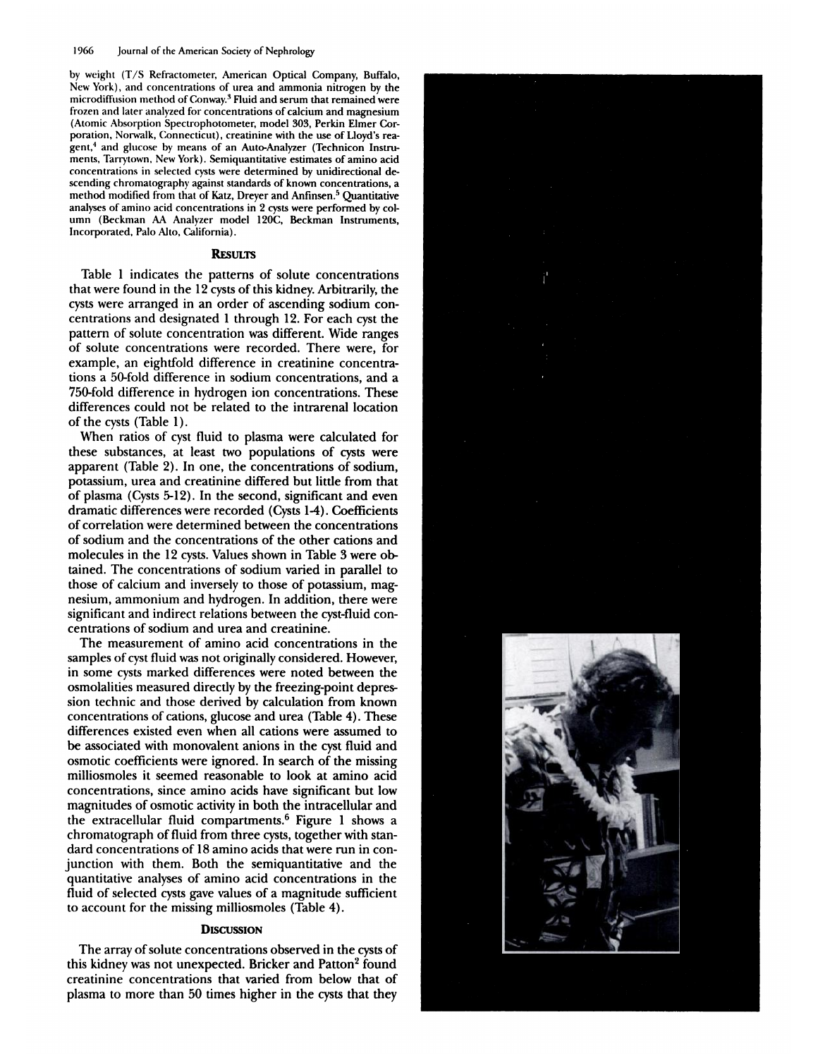by weight (T/S Refractometer, American Optical Company, Buffalo, New York), and concentrations of urea and ammonia nitrogen by the microdiffusion method of Conway.[3] Fluid and serum that remained were frozen and later analyzed for concentrations of calcium and magnesium (Atomic Absorption Spectrophotometer, model 303, Perkin Elmer Corporation, Norwalk, Connecticut), creatinine with the use of Lloyd's reagent,[4] and glucose by means of an Auto-Analyzer (Technicon Instruments, Tarrytown, New York). Semiquantitative estimates of amino acid concentrations in selected cysts were determined by unidirectional descending chromatography against standards of known concentrations, a method modified from that of Katz, Dreyer and Anfinsen.[5] Quantitative analyses of amino acid concentrations in 2 cysts were performed by column (Beckman AA Analyzer model 120C, Beckman Instruments, Incorporated, Palo Alto, California).

## Results

Table 1 indicates the patterns of solute concentrations that were found in the 12 cysts of this kidney. Arbitrarily, the cysts were arranged in an order of ascending sodium concentrations and designated 1 through 12. For each cyst the pattern of solute concentration was different. Wide ranges of solute concentrations were recorded. There were, for example, an eightfold difference in creatinine concentrations a 50-fold difference in sodium concentrations, and a 750-fold difference in hydrogen ion concentrations. These differences could not be related to the intrarenal location of the cysts (Table 1).

When ratios of cyst fluid to plasma were calculated for these substances, at least two populations of cysts were apparent (Table 2). In one, the concentrations of sodium, potassium, urea and creatinine differed but little from that of plasma (Cysts 5-12). In the second, significant and even dramatic differences were recorded (Cysts 1-4). Coefficients of correlation were determined between the concentrations of sodium and the concentrations of the other cations and molecules in the 12 cysts. Values shown in Table 3 were obtained. The concentrations of sodium varied in parallel to those of calcium and inversely to those of potassium, magnesium, ammonium and hydrogen. In addition, there were significant and indirect relations between the cyst-fluid concentrations of sodium and urea and creatinine.

The measurement of amino acid concentrations in the samples of cyst fluid was not originally considered. However, in some cysts marked differences were noted between the osmolalities measured directly by the freezing-point depression technic and those derived by calculation from known concentrations of cations, glucose and urea (Table 4). These differences existed even when all cations were assumed to be associated with monovalent anions in the cyst fluid and osmotic coefficients were ignored. In search of the missing milliosmoles it seemed reasonable to look at amino acid concentrations, since amino acids have significant but low magnitudes of osmotic activity in both the intracellular and the extracellular fluid compartments.[6] Figure 1 shows a chromatograph of fluid from three cysts, together with standard concentrations of 18 amino acids that were run in conjunction with them. Both the semiquantitative and the quantitative analyses of amino acid concentrations in the fluid of selected cysts gave values of a magnitude sufficient to account for the missing milliosmoles (Table 4).

## Discussion

The array of solute concentrations observed in the cysts of this kidney was not unexpected. Bricker and Patton[2] found creatinine concentrations that varied from below that of plasma to more than 50 times higher in the cysts that they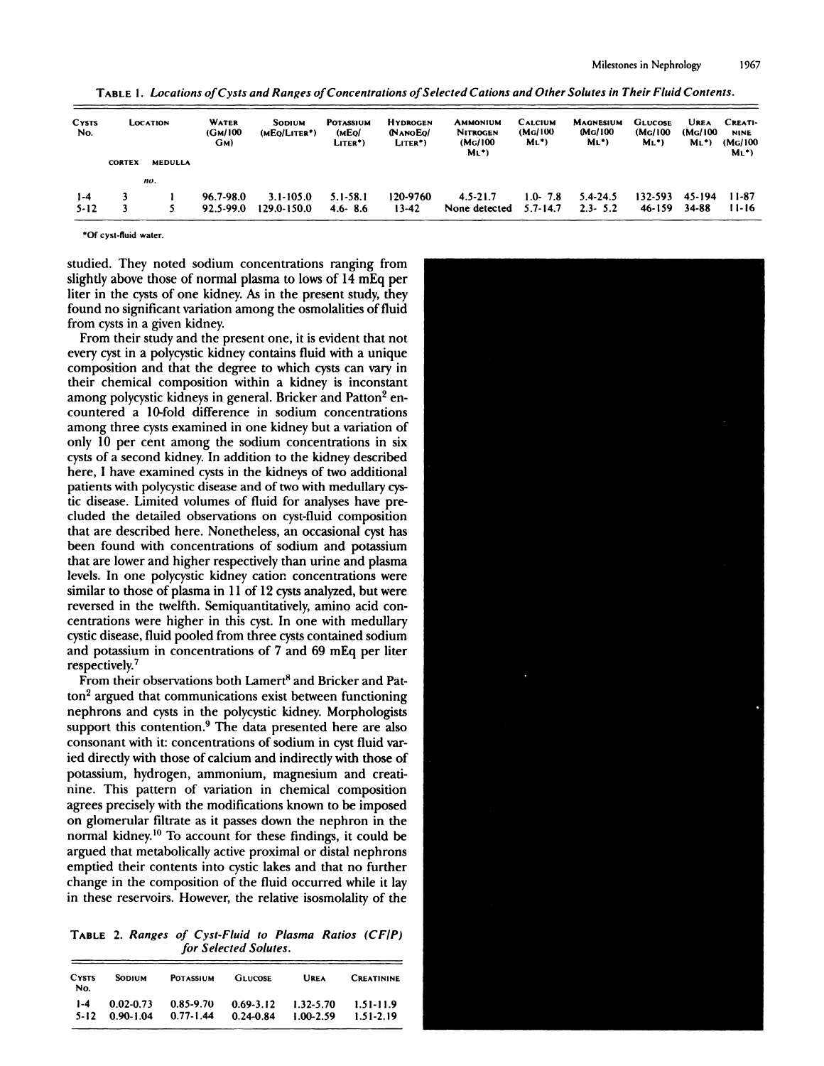TABLE 1. *Locations of Cysts and Ranges of Concentrations of Selected Cations and Other Solutes in Their Fluid Contents.*

| Cysts No. | Location | | Water (Gm/100 Gm) | Sodium (mEq/Liter*) | Potassium (mEq/Liter*) | Hydrogen (NanoEq/Liter*) | Ammonium Nitrogen (Mg/100 Ml*) | Calcium (Mg/100 Ml*) | Magnesium (Mg/100 Ml*) | Glucose (Mg/100 Ml*) | Urea (Mg/100 Ml*) | Creatinine (Mg/100 Ml*) |
|---|---|---|---|---|---|---|---|---|---|---|---|---|
| | Cortex | Medulla | | | | | | | | | | |
| | *no.* | | | | | | | | | | | |
| 1-4 | 3 | 1 | 96.7-98.0 | 3.1-105.0 | 5.1-58.1 | 120-9760 | 4.5-21.7 | 1.0- 7.8 | 5.4-24.5 | 132-593 | 45-194 | 11-87 |
| 5-12 | 3 | 5 | 92.5-99.0 | 129.0-150.0 | 4.6- 8.6 | 13-42 | None detected | 5.7-14.7 | 2.3- 5.2 | 46-159 | 34-88 | 11-16 |

*Of cyst-fluid water.

studied. They noted sodium concentrations ranging from slightly above those of normal plasma to lows of 14 mEq per liter in the cysts of one kidney. As in the present study, they found no significant variation among the osmolalities of fluid from cysts in a given kidney.

From their study and the present one, it is evident that not every cyst in a polycystic kidney contains fluid with a unique composition and that the degree to which cysts can vary in their chemical composition within a kidney is inconstant among polycystic kidneys in general. Bricker and Patton[2] encountered a 10-fold difference in sodium concentrations among three cysts examined in one kidney but a variation of only 10 per cent among the sodium concentrations in six cysts of a second kidney. In addition to the kidney described here, I have examined cysts in the kidneys of two additional patients with polycystic disease and of two with medullary cystic disease. Limited volumes of fluid for analyses have precluded the detailed observations on cyst-fluid composition that are described here. Nonetheless, an occasional cyst has been found with concentrations of sodium and potassium that are lower and higher respectively than urine and plasma levels. In one polycystic kidney cation concentrations were similar to those of plasma in 11 of 12 cysts analyzed, but were reversed in the twelfth. Semiquantitatively, amino acid concentrations were higher in this cyst. In one with medullary cystic disease, fluid pooled from three cysts contained sodium and potassium in concentrations of 7 and 69 mEq per liter respectively.[7]

From their observations both Lamert[8] and Bricker and Patton[2] argued that communications exist between functioning nephrons and cysts in the polycystic kidney. Morphologists support this contention.[9] The data presented here are also consonant with it: concentrations of sodium in cyst fluid varied directly with those of calcium and indirectly with those of potassium, hydrogen, ammonium, magnesium and creatinine. This pattern of variation in chemical composition agrees precisely with the modifications known to be imposed on glomerular filtrate as it passes down the nephron in the normal kidney.[10] To account for these findings, it could be argued that metabolically active proximal or distal nephrons emptied their contents into cystic lakes and that no further change in the composition of the fluid occurred while it lay in these reservoirs. However, the relative isosmolality of the

TABLE 2. *Ranges of Cyst-Fluid to Plasma Ratios (CF/P) for Selected Solutes.*

| Cysts No. | Sodium | Potassium | Glucose | Urea | Creatinine |
|---|---|---|---|---|---|
| 1-4 | 0.02-0.73 | 0.85-9.70 | 0.69-3.12 | 1.32-5.70 | 1.51-11.9 |
| 5-12 | 0.90-1.04 | 0.77-1.44 | 0.24-0.84 | 1.00-2.59 | 1.51-2.19 |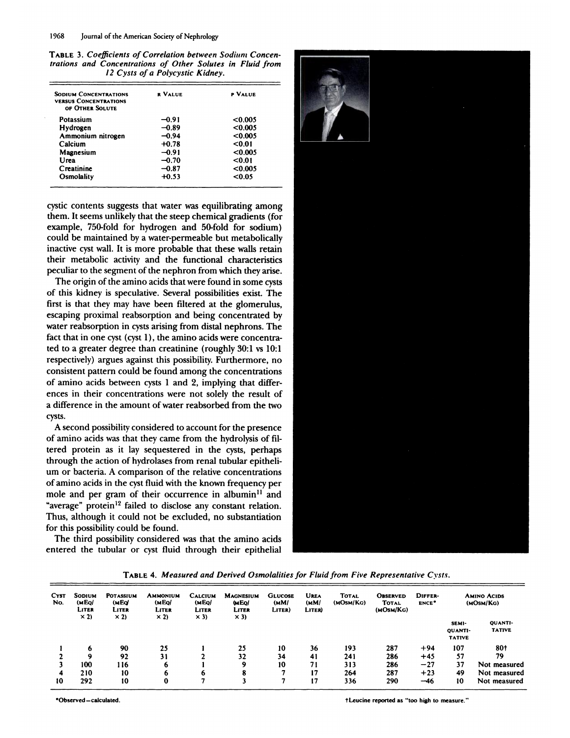**TABLE 3.** *Coefficients of Correlation between Sodium Concentrations and Concentrations of Other Solutes in Fluid from 12 Cysts of a Polycystic Kidney.*

| Sodium Concentrations versus Concentrations of Other Solute | r Value | p Value |
|---|---|---|
| Potassium | −0.91 | <0.005 |
| Hydrogen | −0.89 | <0.005 |
| Ammonium nitrogen | −0.94 | <0.005 |
| Calcium | +0.78 | <0.01 |
| Magnesium | −0.91 | <0.005 |
| Urea | −0.70 | <0.01 |
| Creatinine | −0.87 | <0.005 |
| Osmolality | +0.53 | <0.05 |

cystic contents suggests that water was equilibrating among them. It seems unlikely that the steep chemical gradients (for example, 750-fold for hydrogen and 50-fold for sodium) could be maintained by a water-permeable but metabolically inactive cyst wall. It is more probable that these walls retain their metabolic activity and the functional characteristics peculiar to the segment of the nephron from which they arise.

The origin of the amino acids that were found in some cysts of this kidney is speculative. Several possibilities exist. The first is that they may have been filtered at the glomerulus, escaping proximal reabsorption and being concentrated by water reabsorption in cysts arising from distal nephrons. The fact that in one cyst (cyst 1), the amino acids were concentrated to a greater degree than creatinine (roughly 30:1 vs 10:1 respectively) argues against this possibility. Furthermore, no consistent pattern could be found among the concentrations of amino acids between cysts 1 and 2, implying that differences in their concentrations were not solely the result of a difference in the amount of water reabsorbed from the two cysts.

A second possibility considered to account for the presence of amino acids was that they came from the hydrolysis of filtered protein as it lay sequestered in the cysts, perhaps through the action of hydrolases from renal tubular epithelium or bacteria. A comparison of the relative concentrations of amino acids in the cyst fluid with the known frequency per mole and per gram of their occurrence in albumin[11] and "average" protein[12] failed to disclose any constant relation. Thus, although it could not be excluded, no substantiation for this possibility could be found.

The third possibility considered was that the amino acids entered the tubular or cyst fluid through their epithelial

**TABLE 4.** *Measured and Derived Osmolalities for Fluid from Five Representative Cysts.*

| Cyst No. | Sodium (mEq/Liter × 2) | Potassium (mEq/Liter × 2) | Ammonium (mEq/Liter × 2) | Calcium (mEq/Liter × 3) | Magnesium (mEq/Liter × 3) | Glucose (mM/Liter) | Urea (mM/Liter) | Total (mOsm/Kg) | Observed Total (mOsm/Kg) | Difference* | Amino Acids (mOsm/Kg) | |
|---|---|---|---|---|---|---|---|---|---|---|---|---|
| | | | | | | | | | | | Semi-quantitative | Quantitative |
| 1 | 6 | 90 | 25 | 1 | 25 | 10 | 36 | 193 | 287 | +94 | 107 | 80† |
| 2 | 9 | 92 | 31 | 2 | 32 | 34 | 41 | 241 | 286 | +45 | 57 | 79 |
| 3 | 100 | 116 | 6 | 1 | 9 | 10 | 71 | 313 | 286 | −27 | 37 | Not measured |
| 4 | 210 | 10 | 6 | 6 | 8 | 7 | 17 | 264 | 287 | +23 | 49 | Not measured |
| 10 | 292 | 10 | 0 | 7 | 3 | 7 | 17 | 336 | 290 | −46 | 10 | Not measured |

*Observed−calculated.

†Leucine reported as "too high to measure."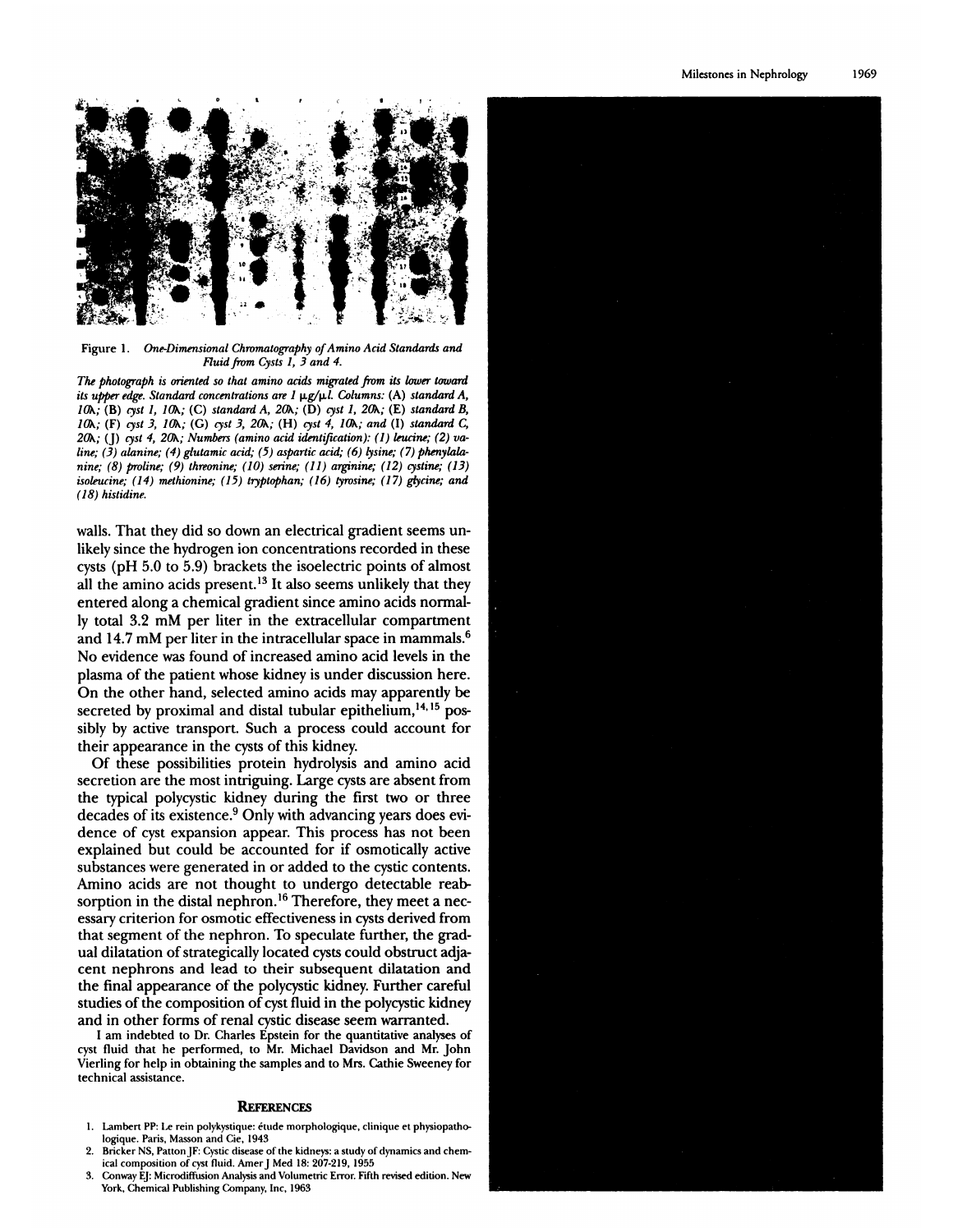Figure 1. *One-Dimensional Chromatography of Amino Acid Standards and Fluid from Cysts 1, 3 and 4.*

*The photograph is oriented so that amino acids migrated from its lower toward its upper edge. Standard concentrations are 1 µg/µL. Columns: (A) standard A, 10λ; (B) cyst 1, 10λ; (C) standard A, 20λ; (D) cyst 1, 20λ; (E) standard B, 10λ; (F) cyst 3, 10λ; (G) cyst 3, 20λ; (H) cyst 4, 10λ; and (I) standard C, 20λ; (J) cyst 4, 20λ; Numbers (amino acid identification): (1) leucine; (2) valine; (3) alanine; (4) glutamic acid; (5) aspartic acid; (6) lysine; (7) phenylalanine; (8) proline; (9) threonine; (10) serine; (11) arginine; (12) cystine; (13) isoleucine; (14) methionine; (15) tryptophan; (16) tyrosine; (17) glycine; and (18) histidine.*

walls. That they did so down an electrical gradient seems unlikely since the hydrogen ion concentrations recorded in these cysts (pH 5.0 to 5.9) brackets the isoelectric points of almost all the amino acids present.[13] It also seems unlikely that they entered along a chemical gradient since amino acids normally total 3.2 mM per liter in the extracellular compartment and 14.7 mM per liter in the intracellular space in mammals.[6] No evidence was found of increased amino acid levels in the plasma of the patient whose kidney is under discussion here. On the other hand, selected amino acids may apparently be secreted by proximal and distal tubular epithelium,[14,15] possibly by active transport. Such a process could account for their appearance in the cysts of this kidney.

Of these possibilities protein hydrolysis and amino acid secretion are the most intriguing. Large cysts are absent from the typical polycystic kidney during the first two or three decades of its existence.[9] Only with advancing years does evidence of cyst expansion appear. This process has not been explained but could be accounted for if osmotically active substances were generated in or added to the cystic contents. Amino acids are not thought to undergo detectable reabsorption in the distal nephron.[16] Therefore, they meet a necessary criterion for osmotic effectiveness in cysts derived from that segment of the nephron. To speculate further, the gradual dilatation of strategically located cysts could obstruct adjacent nephrons and lead to their subsequent dilatation and the final appearance of the polycystic kidney. Further careful studies of the composition of cyst fluid in the polycystic kidney and in other forms of renal cystic disease seem warranted.

I am indebted to Dr. Charles Epstein for the quantitative analyses of cyst fluid that he performed, to Mr. Michael Davidson and Mr. John Vierling for help in obtaining the samples and to Mrs. Cathie Sweeney for technical assistance.

## References

1. Lambert PP: Le rein polykystique: étude morphologique, clinique et physiopathologique. Paris, Masson and Cie, 1943
2. Bricker NS, Patton JF: Cystic disease of the kidneys: a study of dynamics and chemical composition of cyst fluid. Amer J Med 18: 207-219, 1955
3. Conway EJ: Microdiffusion Analysis and Volumetric Error. Fifth revised edition. New York, Chemical Publishing Company, Inc, 1963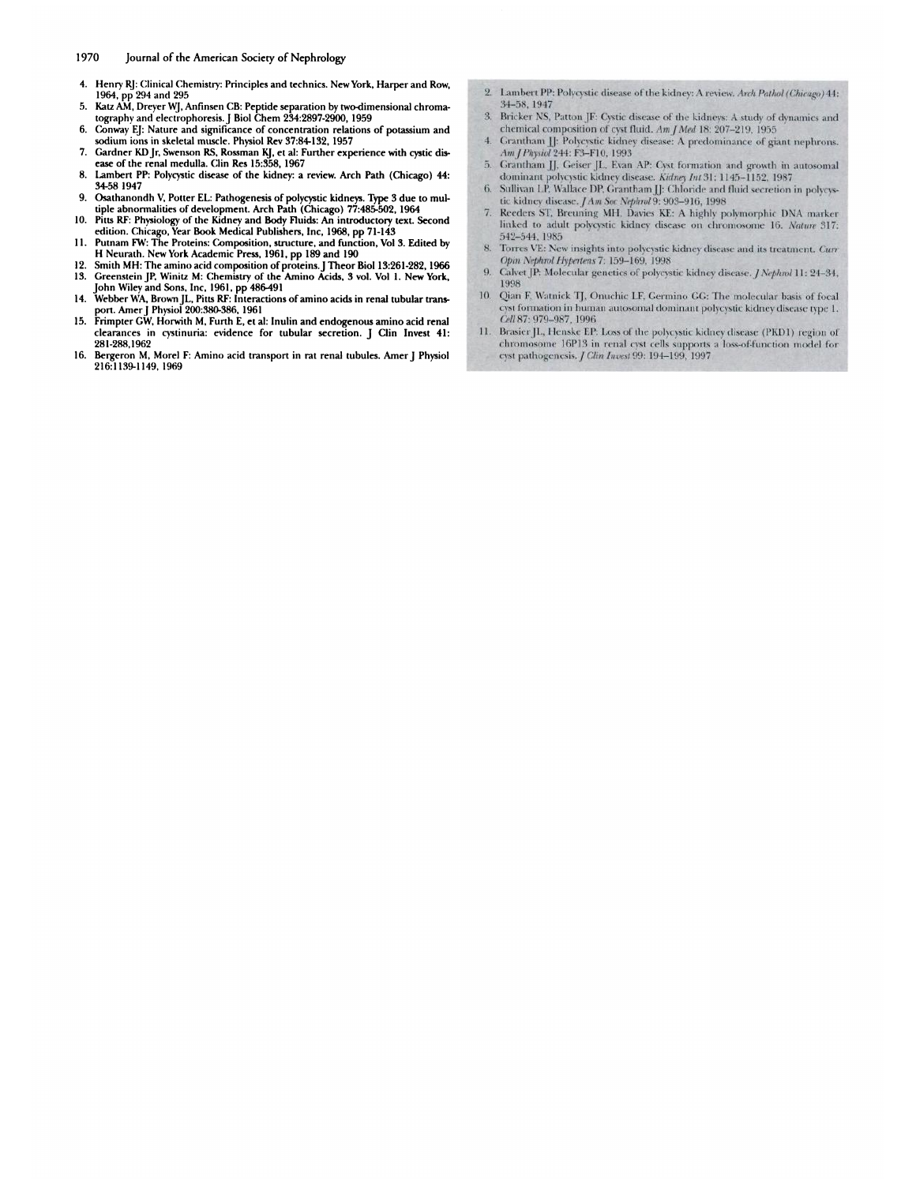4. Henry RJ: Clinical Chemistry: Principles and technics. New York, Harper and Row, 1964, pp 294 and 295
5. Katz AM, Dreyer WJ, Anfinsen CB: Peptide separation by two-dimensional chromatography and electrophoresis. J Biol Chem 234:2897-2900, 1959
6. Conway EJ: Nature and significance of concentration relations of potassium and sodium ions in skeletal muscle. Physiol Rev 37:84-132, 1957
7. Gardner KD Jr, Swenson RS, Rossman KJ, et al: Further experience with cystic disease of the renal medulla. Clin Res 15:358, 1967
8. Lambert PP: Polycystic disease of the kidney: a review. Arch Path (Chicago) 44: 34-58 1947
9. Osathanondh V, Potter EL: Pathogenesis of polycystic kidneys. Type 3 due to multiple abnormalities of development. Arch Path (Chicago) 77:485-502, 1964
10. Pitts RF: Physiology of the Kidney and Body Fluids: An introductory text. Second edition. Chicago, Year Book Medical Publishers, Inc, 1968, pp 71-143
11. Putnam FW: The Proteins: Composition, structure, and function, Vol 3. Edited by H Neurath. New York Academic Press, 1961, pp 189 and 190
12. Smith MH: The amino acid composition of proteins. J Theor Biol 13:261-282, 1966
13. Greenstein JP, Winitz M: Chemistry of the Amino Acids, 3 vol. Vol 1. New York, John Wiley and Sons, Inc, 1961, pp 486-491
14. Webber WA, Brown JL, Pitts RF: Interactions of amino acids in renal tubular transport. Amer J Physiol 200:380-386, 1961
15. Frimpter GW, Horwith M, Furth E, et al: Inulin and endogenous amino acid renal clearances in cystinuria: evidence for tubular secretion. J Clin Invest 41: 281-288, 1962
16. Bergeron M, Morel F: Amino acid transport in rat renal tubules. Amer J Physiol 216:1139-1149, 1969

2. Lambert PP: Polycystic disease of the kidney: A review. *Arch Pathol (Chicago)* 44: 34–58, 1947
3. Bricker NS, Patton JF: Cystic disease of the kidneys: A study of dynamics and chemical composition of cyst fluid. *Am J Med* 18: 207–219, 1955
4. Grantham JJ: Polycystic kidney disease: A predominance of giant nephrons. *Am J Physiol* 244: F3–F10, 1993
5. Grantham JJ, Geiser JL, Evan AP: Cyst formation and growth in autosomal dominant polycystic kidney disease. *Kidney Int* 31: 1145–1152, 1987
6. Sullivan LP, Wallace DP, Grantham JJ: Chloride and fluid secretion in polycystic kidney disease. *J Am Soc Nephrol* 9: 903–916, 1998
7. Reeders ST, Breuning MH, Davies KE: A highly polymorphic DNA marker linked to adult polycystic kidney disease on chromosome 16. *Nature* 317: 542–544, 1985
8. Torres VE: New insights into polycystic kidney disease and its treatment. *Curr Opin Nephrol Hypertens* 7: 159–169, 1998
9. Calvet JP: Molecular genetics of polycystic kidney disease. *J Nephrol* 11: 24–34, 1998
10. Qian F, Watnick TJ, Onuchic LF, Germino GG: The molecular basis of focal cyst formation in human autosomal dominant polycystic kidney disease type 1. *Cell* 87: 979–987, 1996
11. Brasier JL, Henske EP: Loss of the polycystic kidney disease (PKD1) region of chromosome 16P13 in renal cyst cells supports a loss-of-function model for cyst pathogenesis. *J Clin Invest* 99: 194–199, 1997